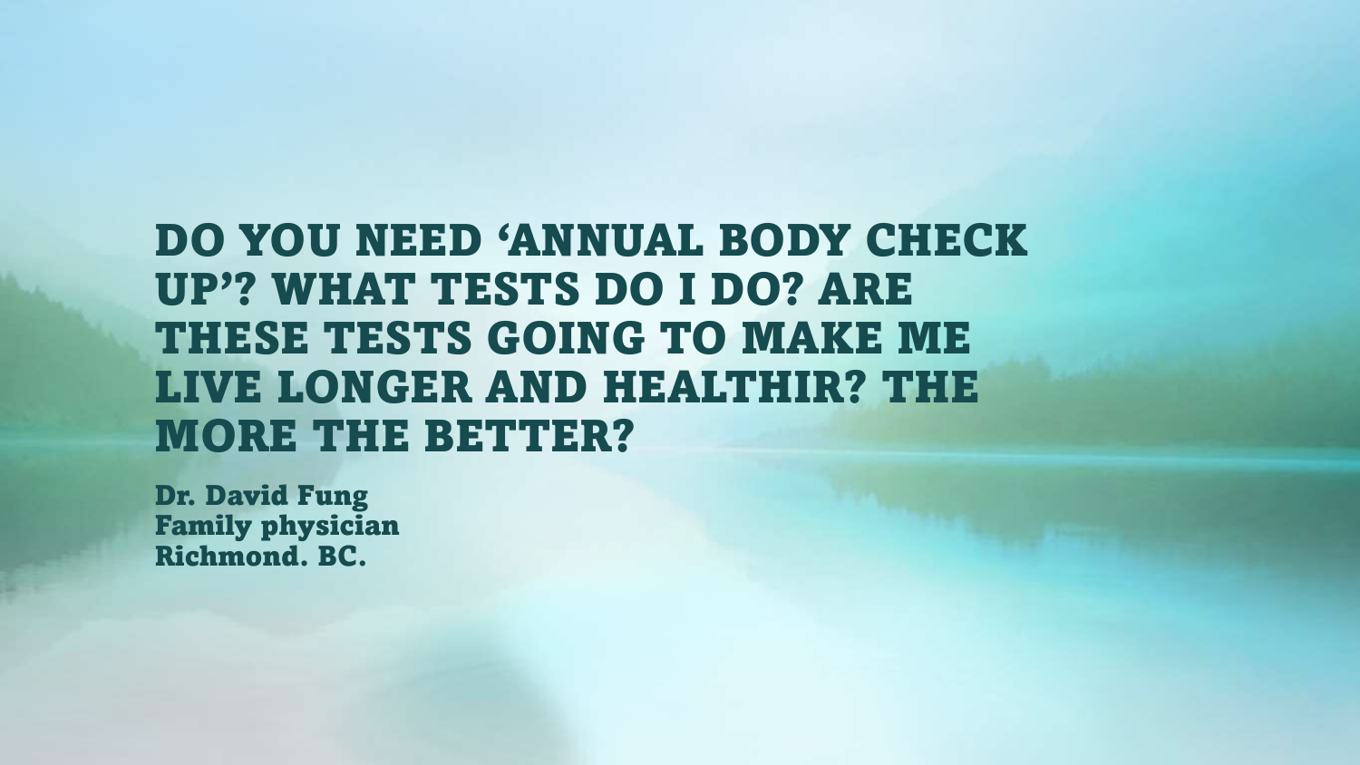# DO YOU NEED 'ANNUAL BODY CHECK UP'? WHAT TESTS DO I DO? ARE THESE TESTS GOING TO MAKE ME LIVE LONGER AND HEALTHIR? THE MORE THE BETTER?

**Dr. David Fung**
**Family physician**
**Richmond. BC.**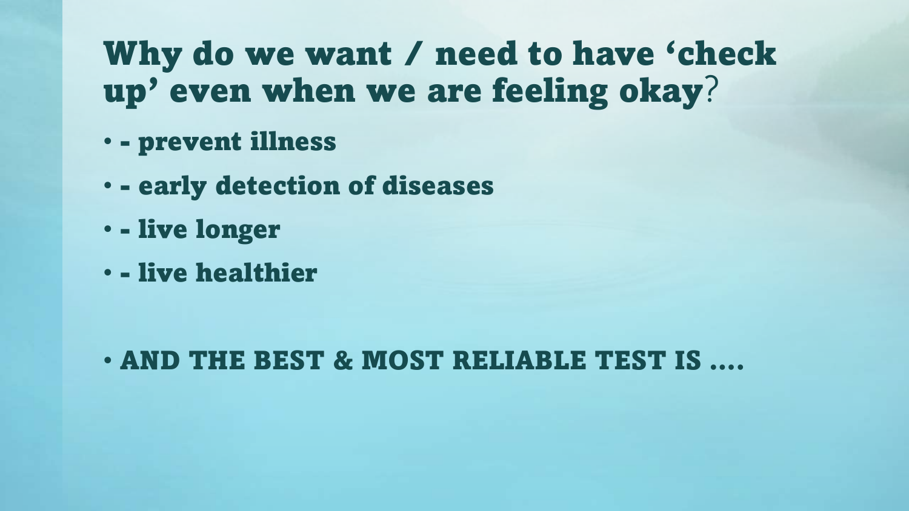# Why do we want / need to have 'check up' even when we are feeling okay?

- - prevent illness
- - early detection of diseases
- - live longer
- - live healthier

- AND THE BEST & MOST RELIABLE TEST IS ....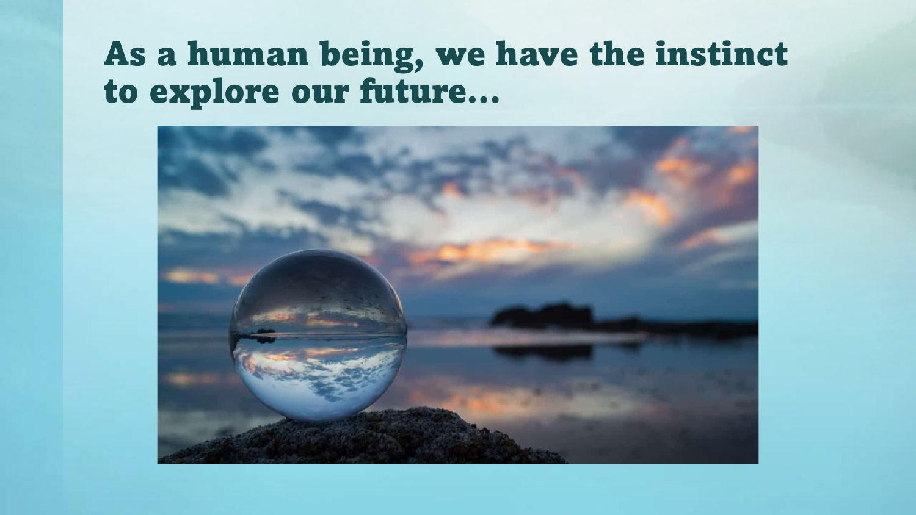# As a human being, we have the instinct to explore our future…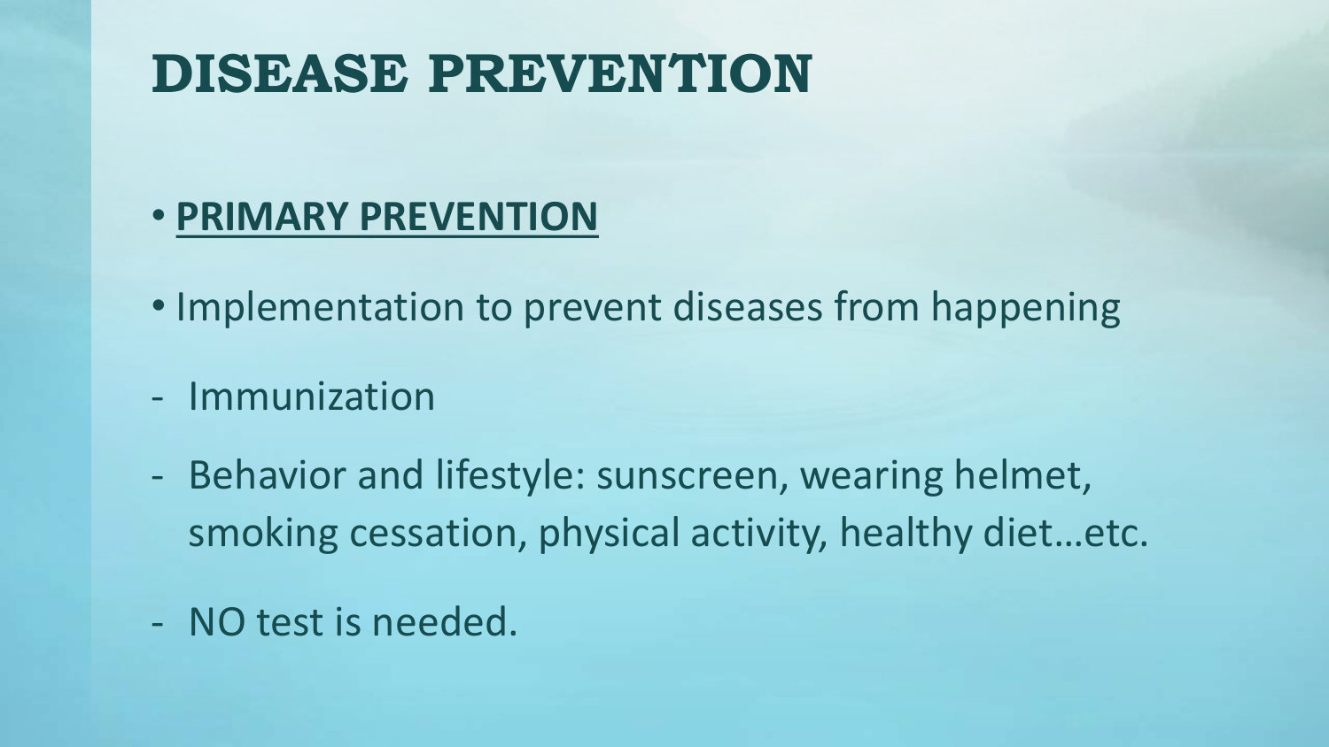# DISEASE PREVENTION

- **PRIMARY PREVENTION**
- Implementation to prevent diseases from happening

- Immunization
- Behavior and lifestyle: sunscreen, wearing helmet, smoking cessation, physical activity, healthy diet…etc.
- NO test is needed.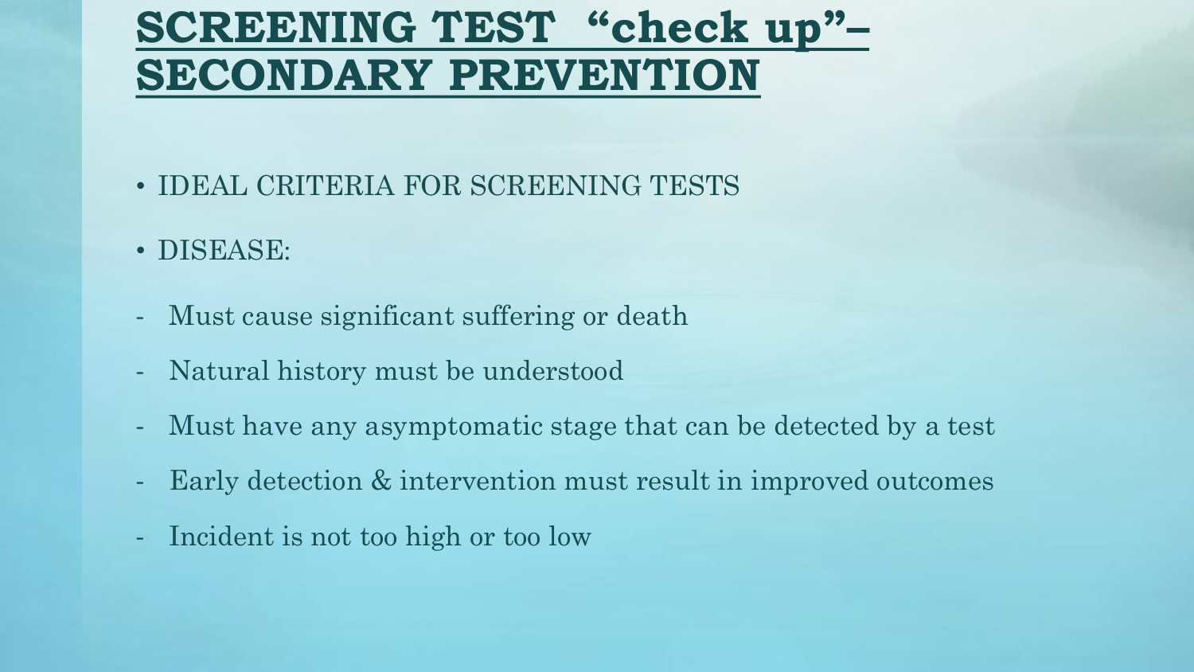# SCREENING TEST "check up"– SECONDARY PREVENTION

- IDEAL CRITERIA FOR SCREENING TESTS
- DISEASE:

- Must cause significant suffering or death
- Natural history must be understood
- Must have any asymptomatic stage that can be detected by a test
- Early detection & intervention must result in improved outcomes
- Incident is not too high or too low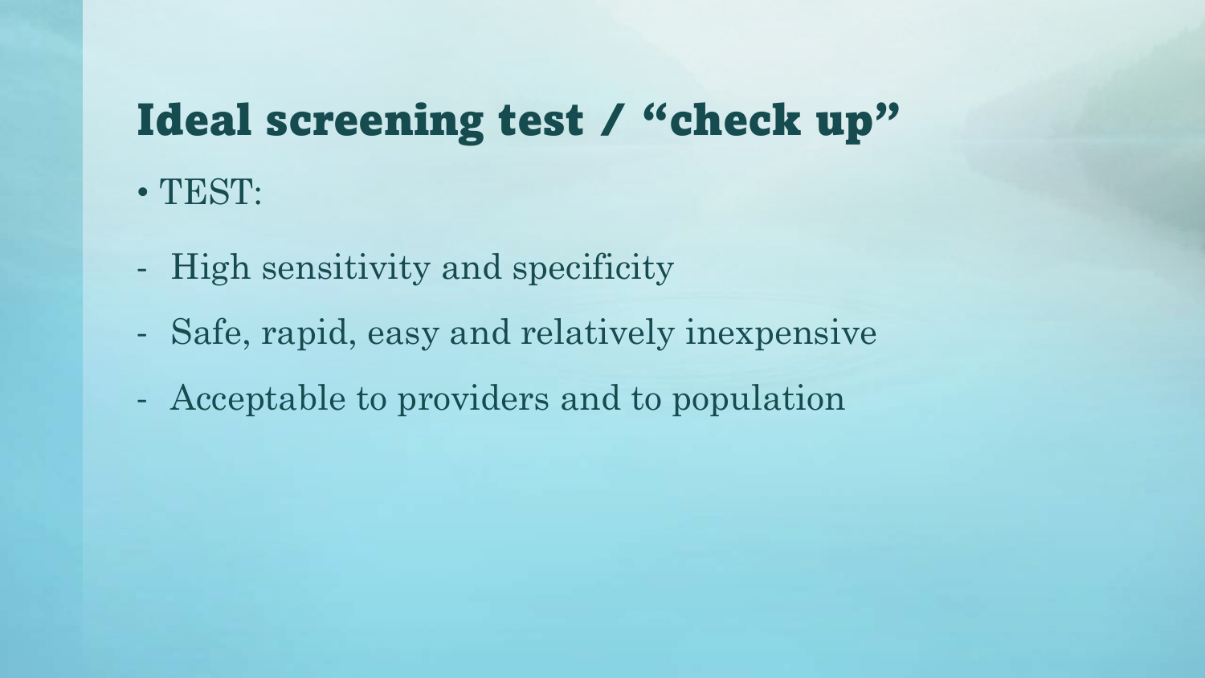# Ideal screening test / “check up”

- TEST:

- High sensitivity and specificity
- Safe, rapid, easy and relatively inexpensive
- Acceptable to providers and to population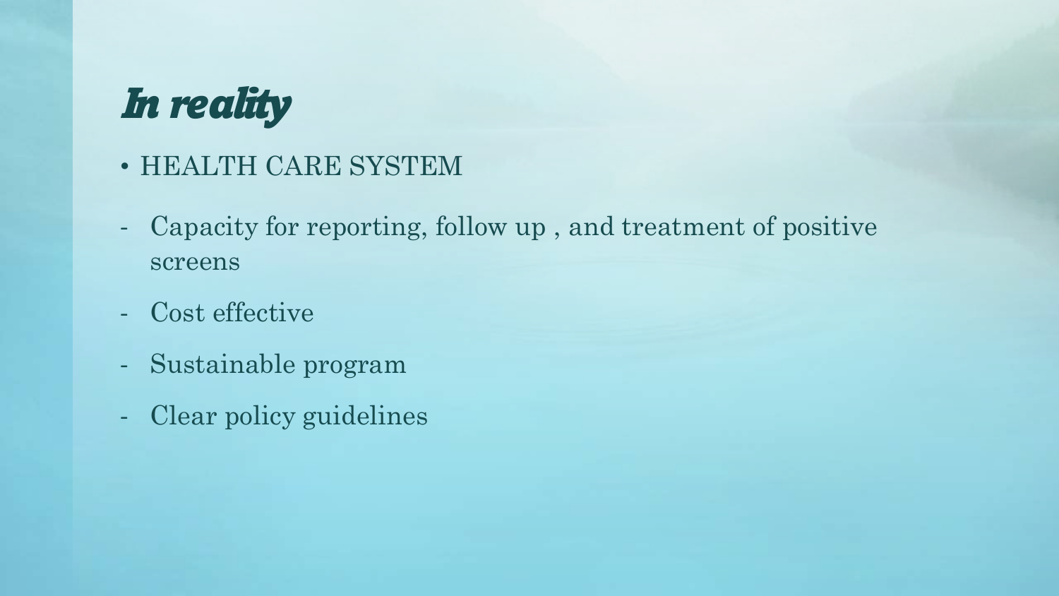# *In reality*

- HEALTH CARE SYSTEM

- Capacity for reporting, follow up , and treatment of positive screens
- Cost effective
- Sustainable program
- Clear policy guidelines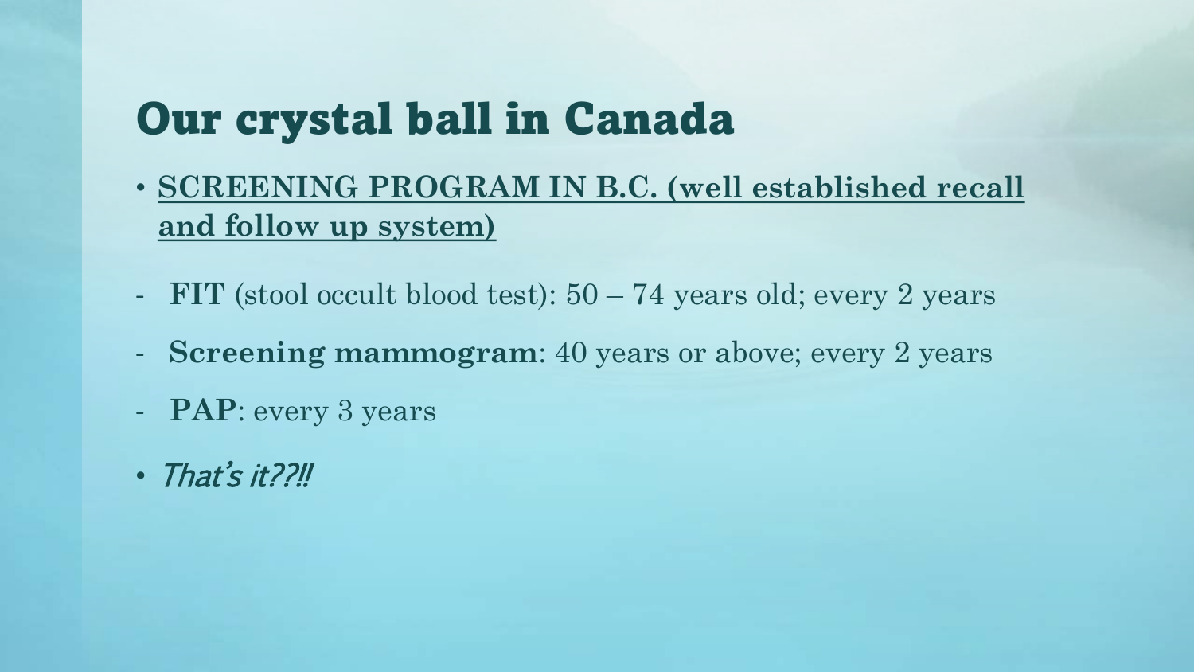# Our crystal ball in Canada

- **SCREENING PROGRAM IN B.C. (well established recall and follow up system)**

- **FIT** (stool occult blood test): 50 – 74 years old; every 2 years
- **Screening mammogram**: 40 years or above; every 2 years
- **PAP**: every 3 years

- *That's it??!!*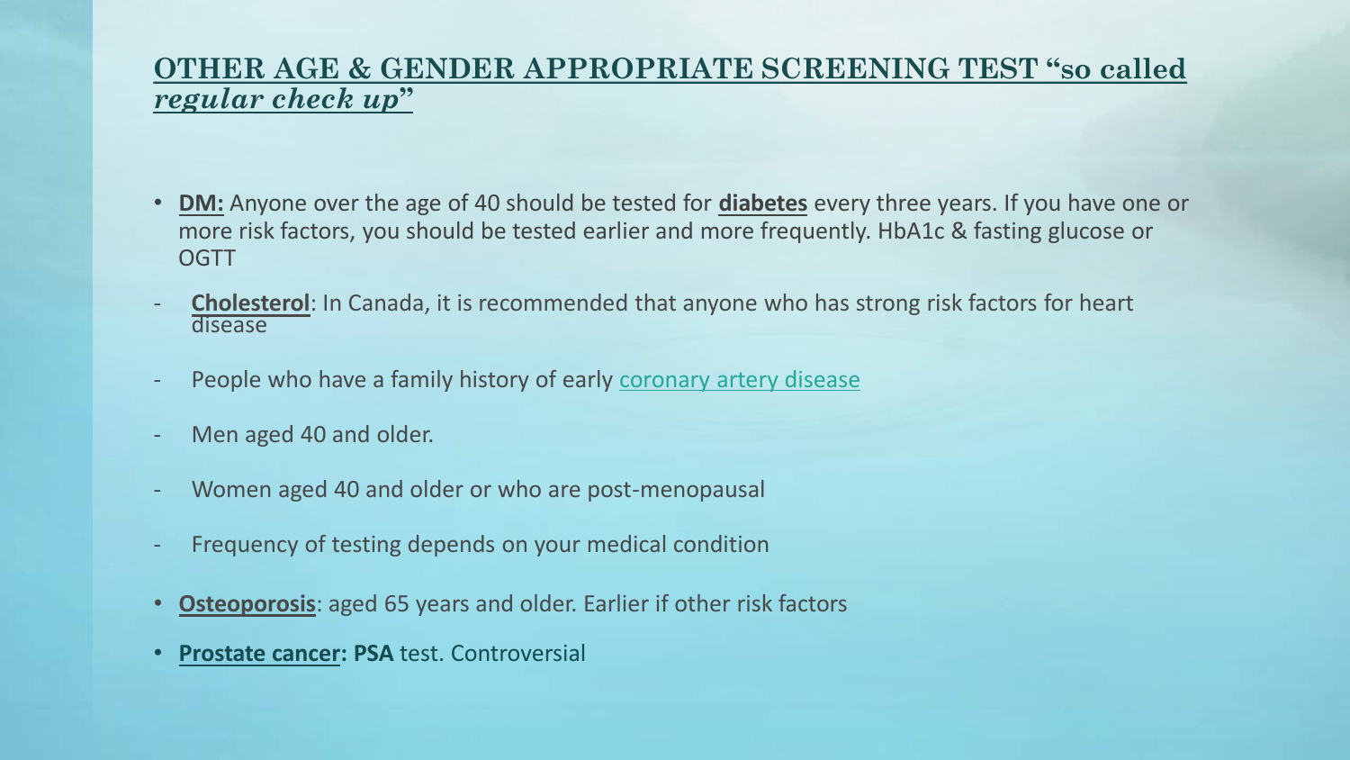## OTHER AGE & GENDER APPROPRIATE SCREENING TEST "so called *regular check up*"

- **DM:** Anyone over the age of 40 should be tested for **diabetes** every three years. If you have one or more risk factors, you should be tested earlier and more frequently. HbA1c & fasting glucose or OGTT

- **Cholesterol**: In Canada, it is recommended that anyone who has strong risk factors for heart disease
- People who have a family history of early coronary artery disease
- Men aged 40 and older.
- Women aged 40 and older or who are post-menopausal
- Frequency of testing depends on your medical condition

- **Osteoporosis**: aged 65 years and older. Earlier if other risk factors
- **Prostate cancer: PSA** test. Controversial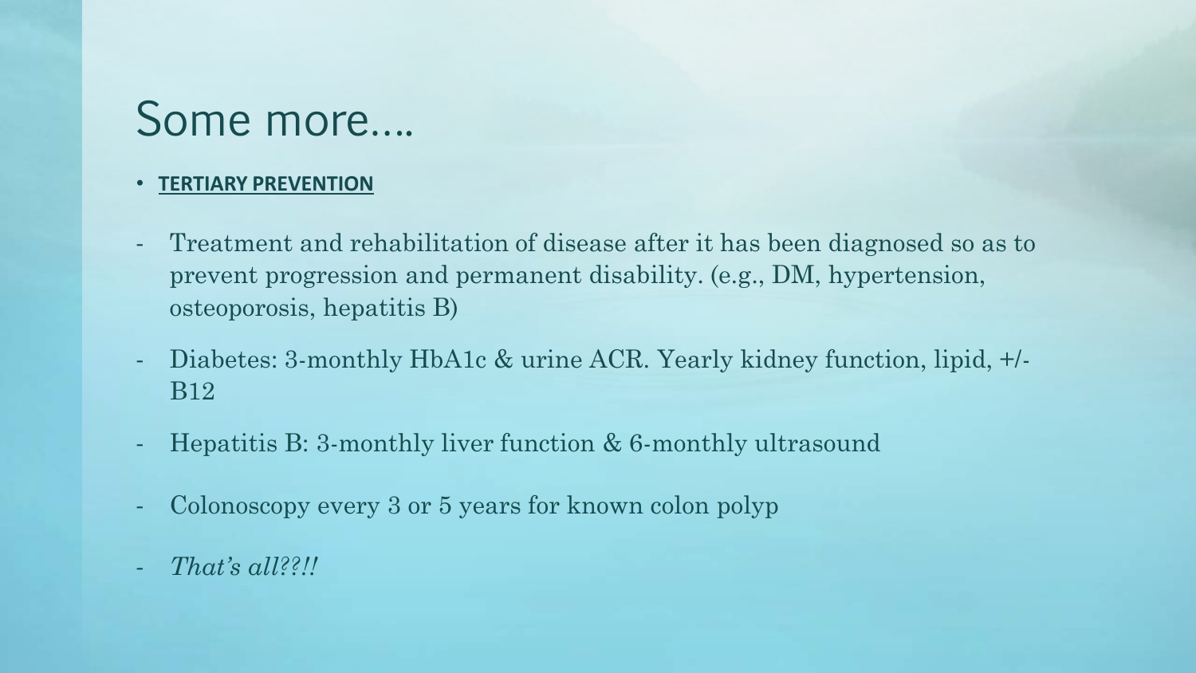# Some more….

- **TERTIARY PREVENTION**

- Treatment and rehabilitation of disease after it has been diagnosed so as to prevent progression and permanent disability. (e.g., DM, hypertension, osteoporosis, hepatitis B)
- Diabetes: 3-monthly HbA1c & urine ACR. Yearly kidney function, lipid, +/- B12
- Hepatitis B: 3-monthly liver function & 6-monthly ultrasound
- Colonoscopy every 3 or 5 years for known colon polyp
- *That's all??!!*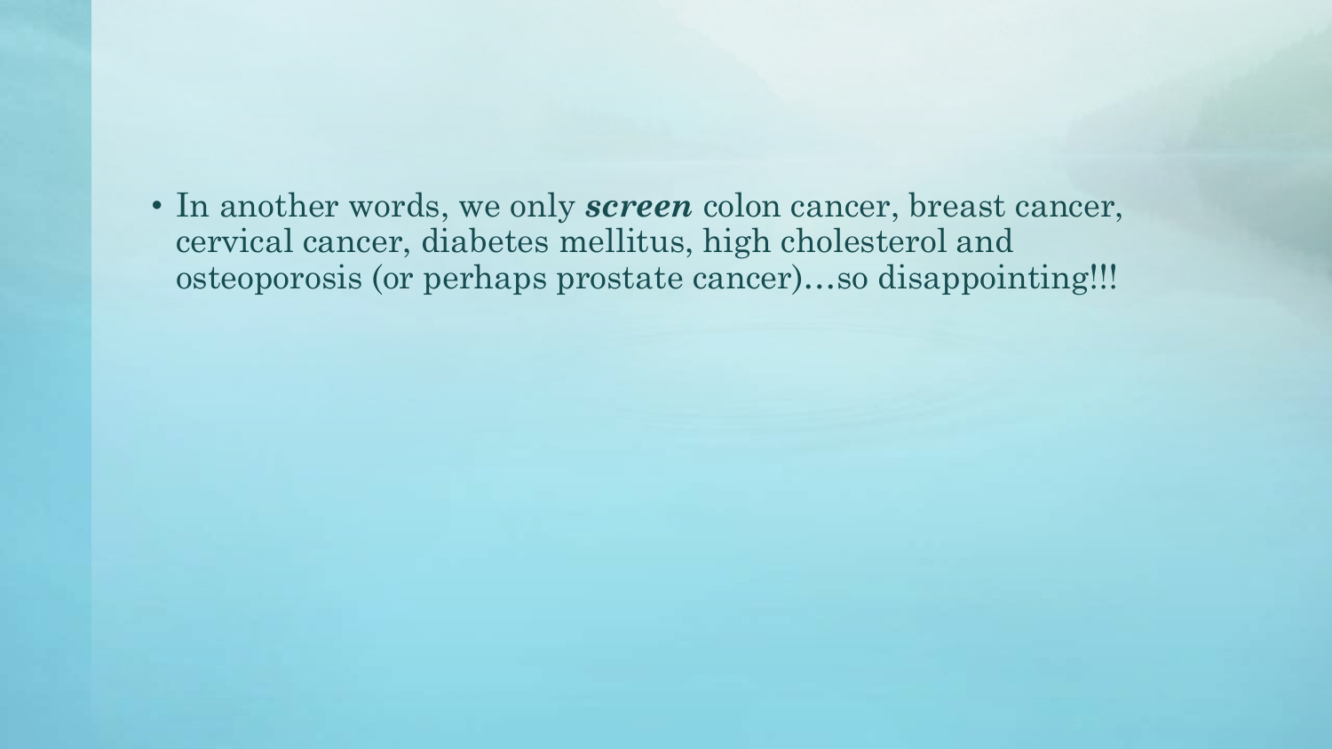- In another words, we only ***screen*** colon cancer, breast cancer, cervical cancer, diabetes mellitus, high cholesterol and osteoporosis (or perhaps prostate cancer)…so disappointing!!!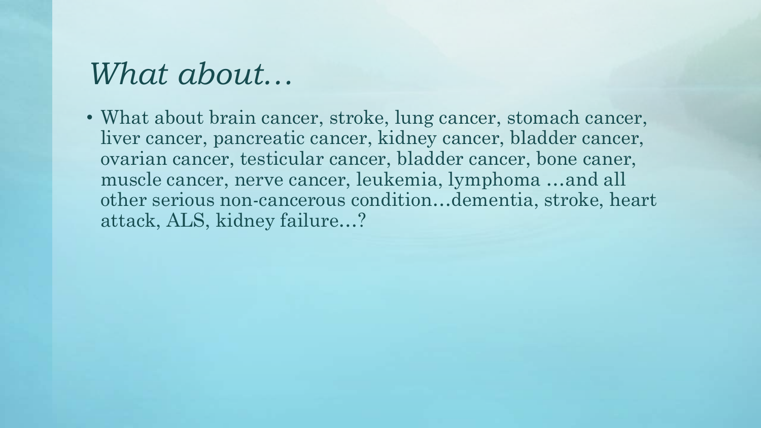# *What about…*

- What about brain cancer, stroke, lung cancer, stomach cancer, liver cancer, pancreatic cancer, kidney cancer, bladder cancer, ovarian cancer, testicular cancer, bladder cancer, bone caner, muscle cancer, nerve cancer, leukemia, lymphoma …and all other serious non-cancerous condition…dementia, stroke, heart attack, ALS, kidney failure…?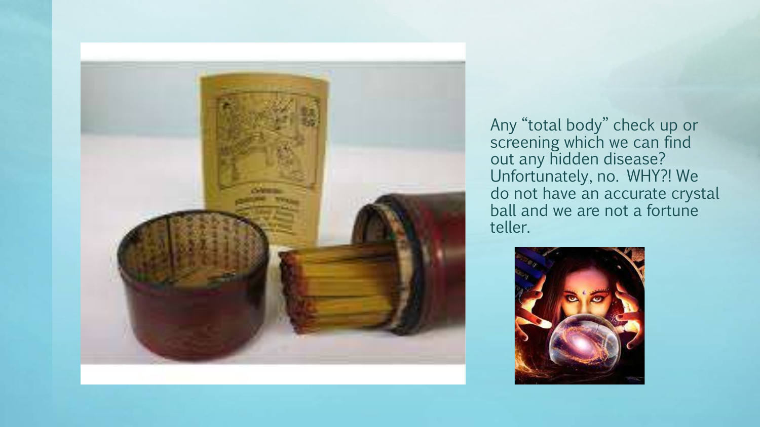Any “total body” check up or screening which we can find out any hidden disease? Unfortunately, no. WHY?! We do not have an accurate crystal ball and we are not a fortune teller.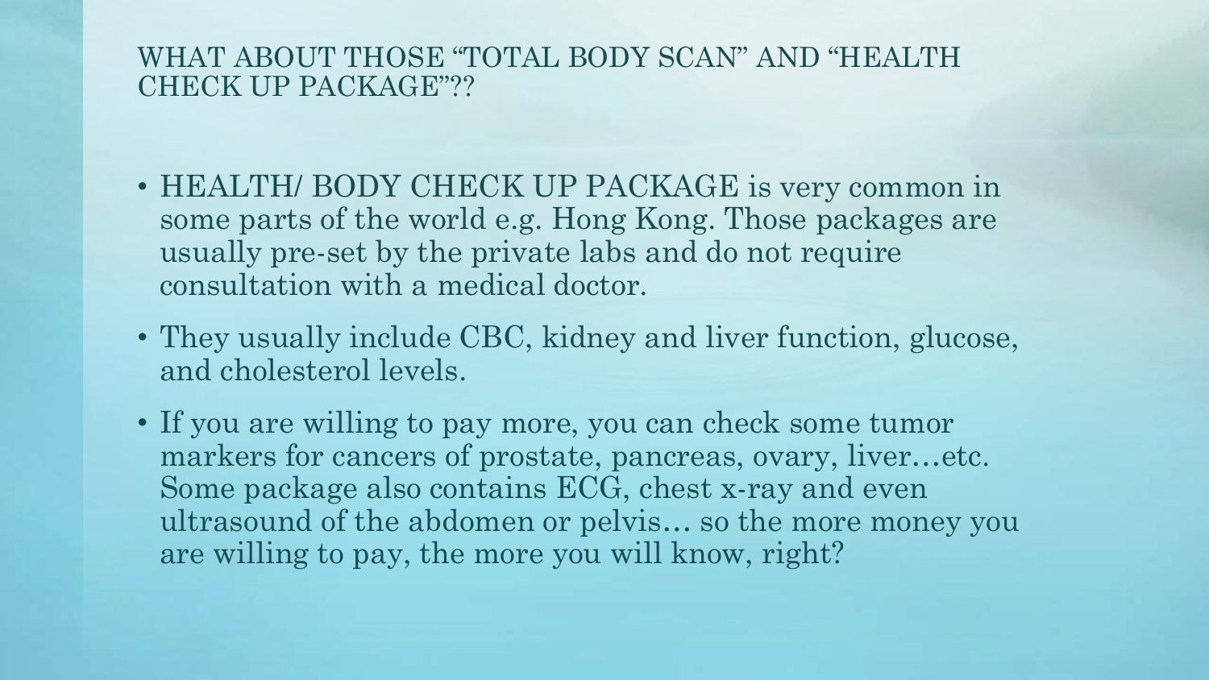# WHAT ABOUT THOSE "TOTAL BODY SCAN" AND "HEALTH CHECK UP PACKAGE"??

- HEALTH/ BODY CHECK UP PACKAGE is very common in some parts of the world e.g. Hong Kong. Those packages are usually pre-set by the private labs and do not require consultation with a medical doctor.
- They usually include CBC, kidney and liver function, glucose, and cholesterol levels.
- If you are willing to pay more, you can check some tumor markers for cancers of prostate, pancreas, ovary, liver…etc. Some package also contains ECG, chest x-ray and even ultrasound of the abdomen or pelvis… so the more money you are willing to pay, the more you will know, right?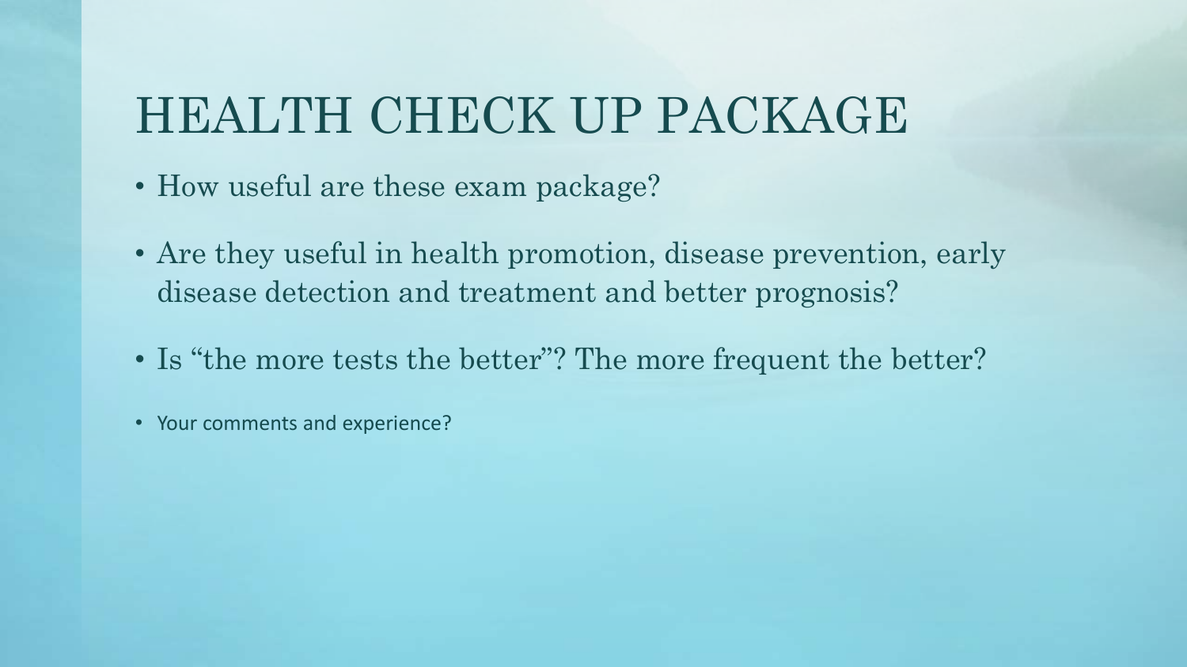# HEALTH CHECK UP PACKAGE

- How useful are these exam package?
- Are they useful in health promotion, disease prevention, early disease detection and treatment and better prognosis?
- Is “the more tests the better”? The more frequent the better?
- Your comments and experience?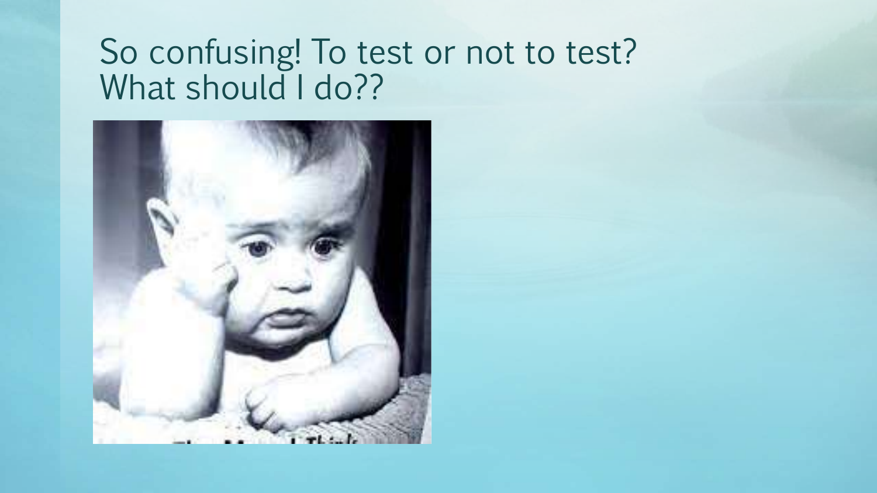# So confusing! To test or not to test? What should I do??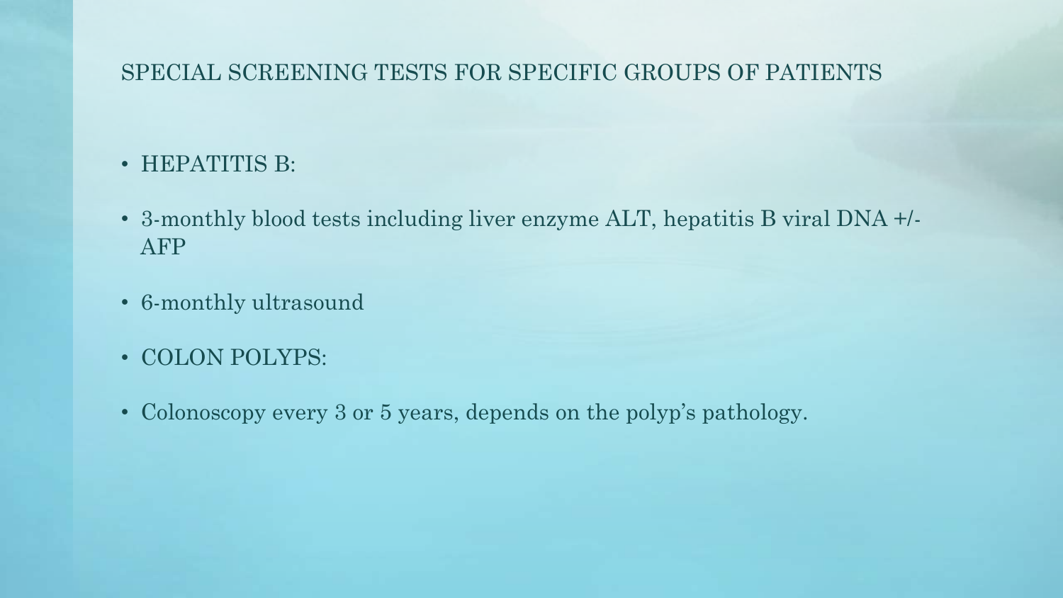## SPECIAL SCREENING TESTS FOR SPECIFIC GROUPS OF PATIENTS

- HEPATITIS B:
- 3-monthly blood tests including liver enzyme ALT, hepatitis B viral DNA +/- AFP
- 6-monthly ultrasound
- COLON POLYPS:
- Colonoscopy every 3 or 5 years, depends on the polyp's pathology.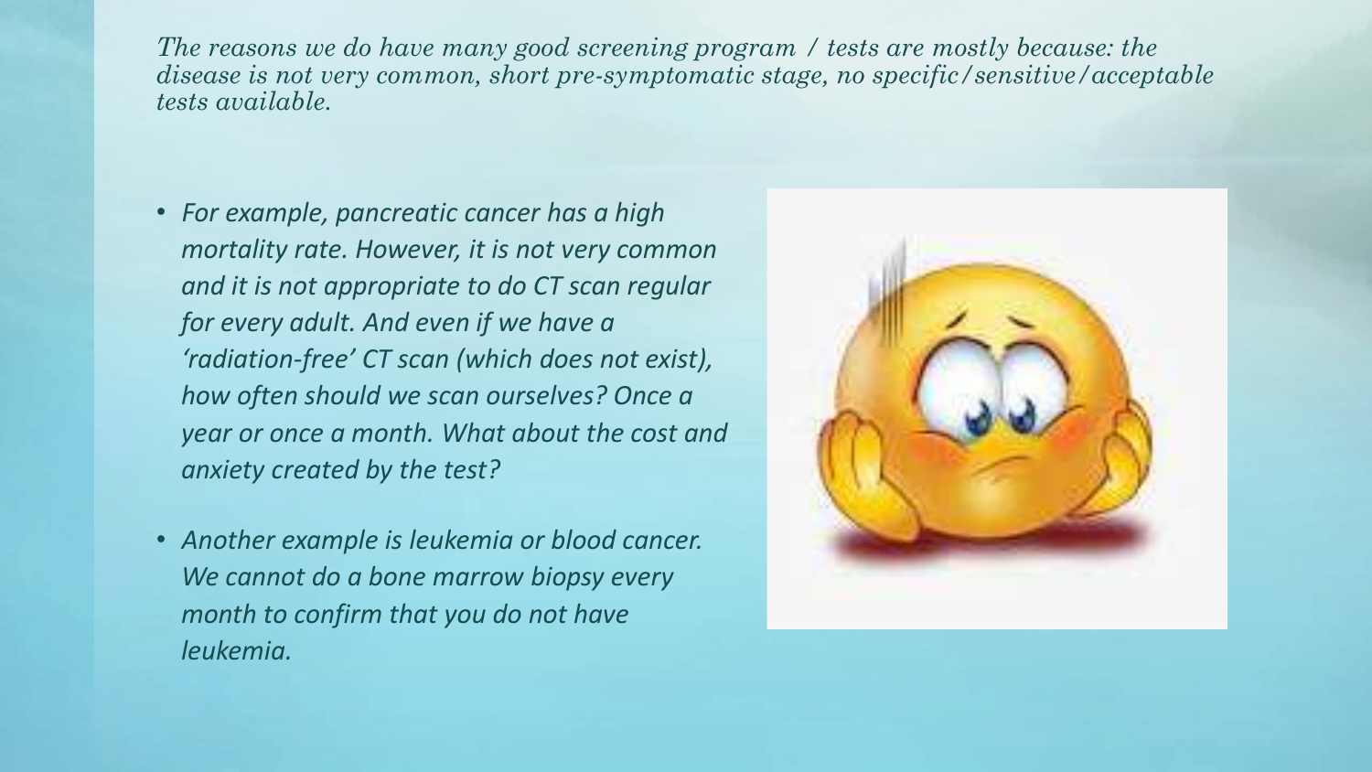*The reasons we do have many good screening program / tests are mostly because: the disease is not very common, short pre-symptomatic stage, no specific/sensitive/acceptable tests available.*

- *For example, pancreatic cancer has a high mortality rate. However, it is not very common and it is not appropriate to do CT scan regular for every adult. And even if we have a 'radiation-free' CT scan (which does not exist), how often should we scan ourselves? Once a year or once a month. What about the cost and anxiety created by the test?*
- *Another example is leukemia or blood cancer. We cannot do a bone marrow biopsy every month to confirm that you do not have leukemia.*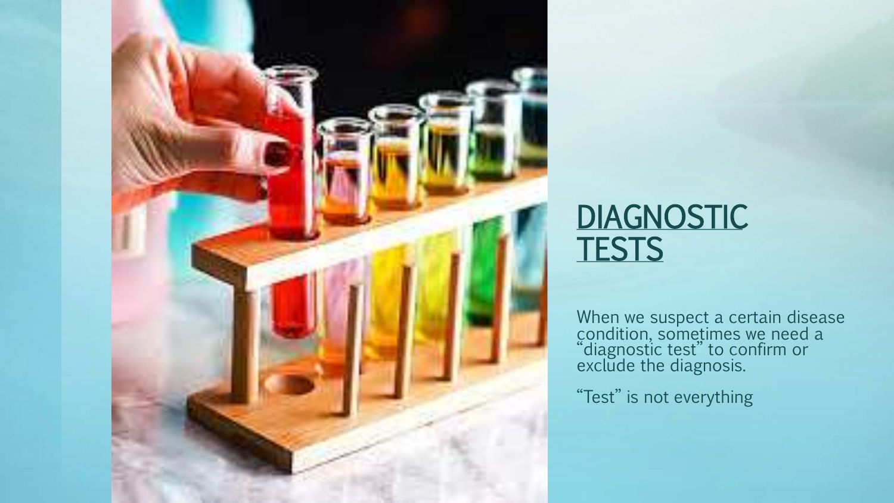# DIAGNOSTIC TESTS

When we suspect a certain disease condition, sometimes we need a "diagnostic test" to confirm or exclude the diagnosis.

"Test" is not everything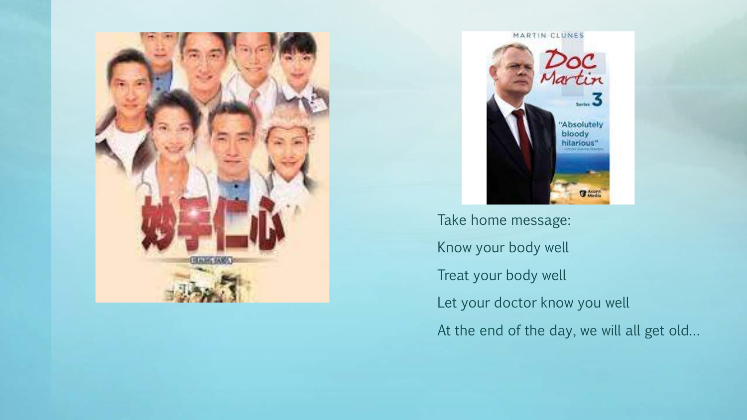Take home message:

Know your body well

Treat your body well

Let your doctor know you well

At the end of the day, we will all get old…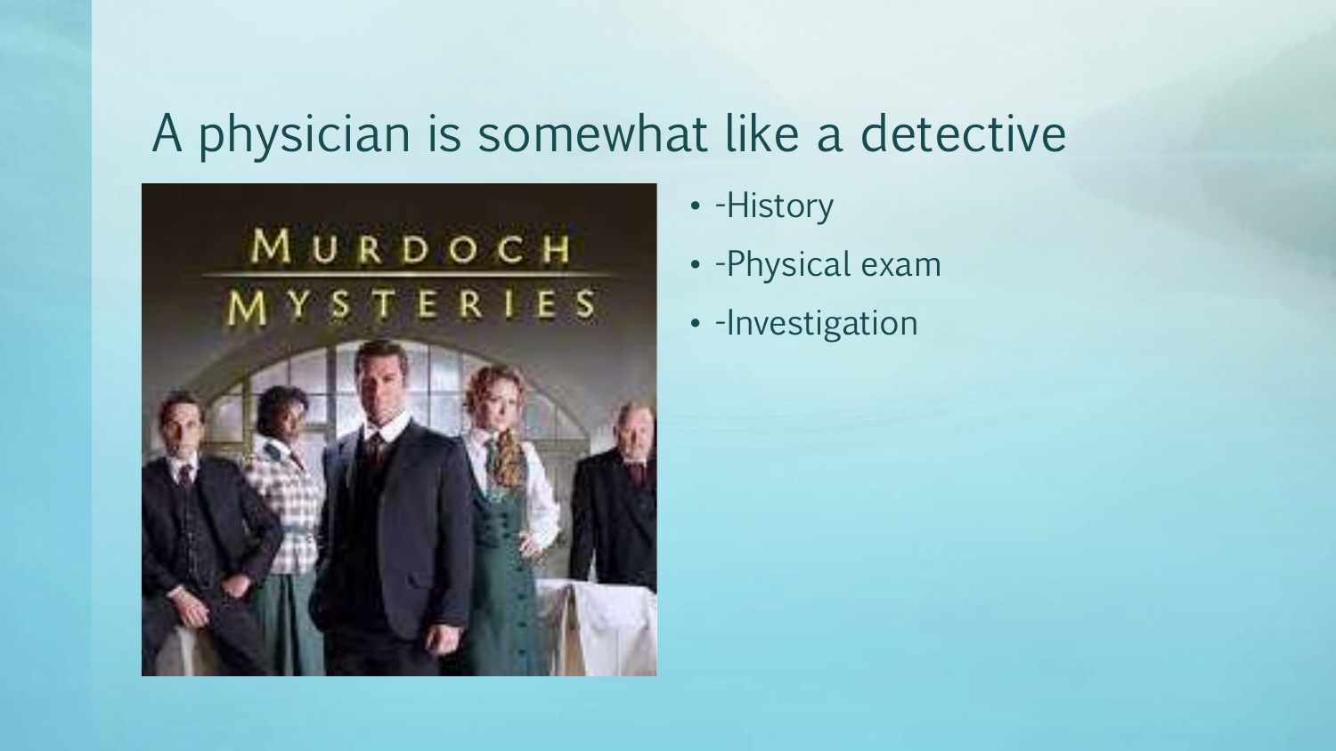# A physician is somewhat like a detective

- -History
- -Physical exam
- -Investigation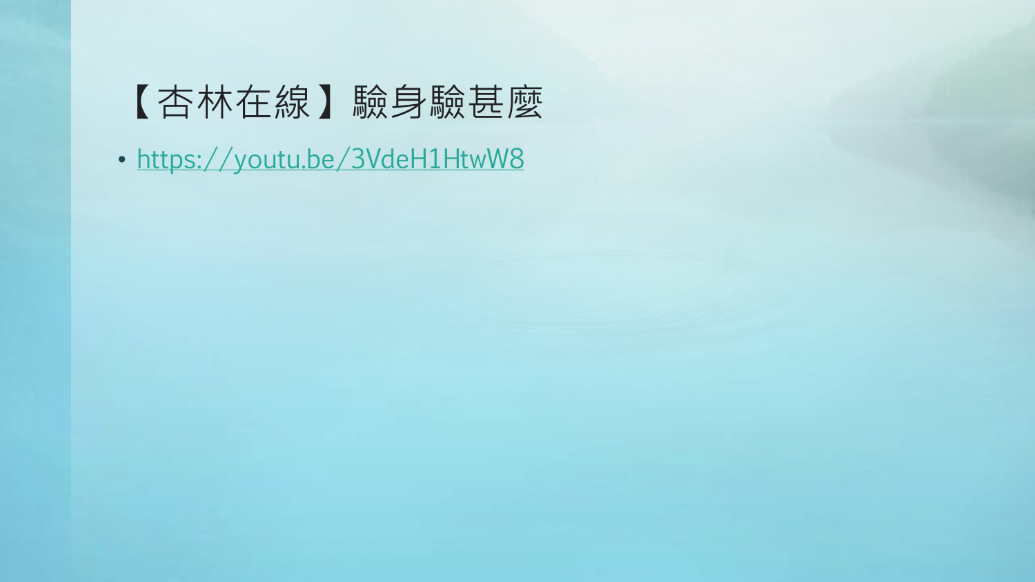# 【杏林在線】驗身驗甚麼

- https://youtu.be/3VdeH1HtwW8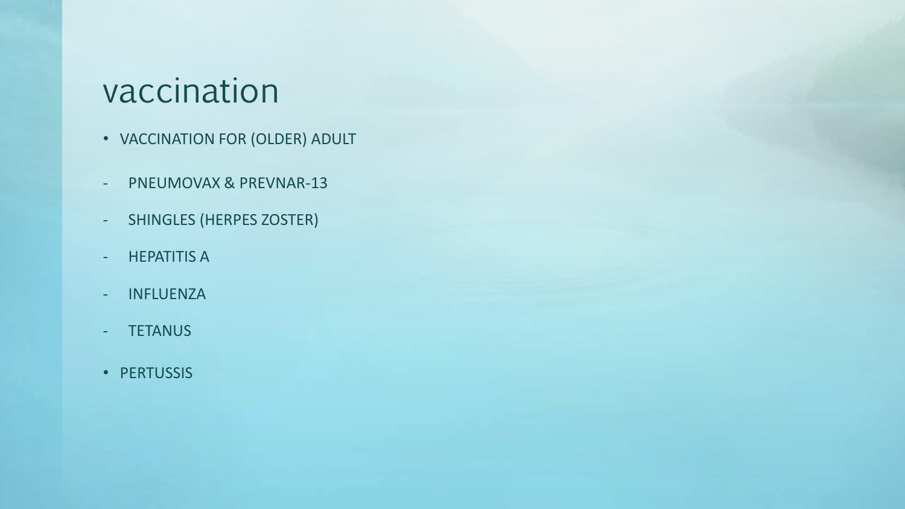# vaccination

- VACCINATION FOR (OLDER) ADULT

- PNEUMOVAX & PREVNAR-13
- SHINGLES (HERPES ZOSTER)
- HEPATITIS A
- INFLUENZA
- TETANUS

- PERTUSSIS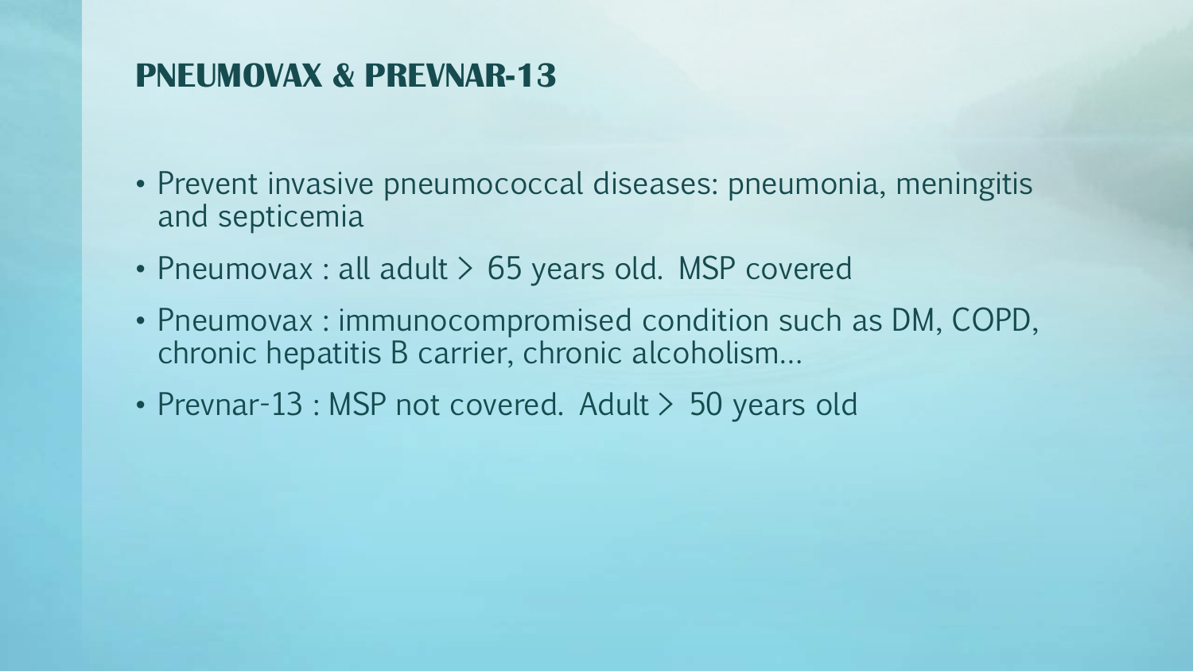## PNEUMOVAX & PREVNAR-13

- Prevent invasive pneumococcal diseases: pneumonia, meningitis and septicemia
- Pneumovax : all adult > 65 years old. MSP covered
- Pneumovax : immunocompromised condition such as DM, COPD, chronic hepatitis B carrier, chronic alcoholism…
- Prevnar-13 : MSP not covered. Adult > 50 years old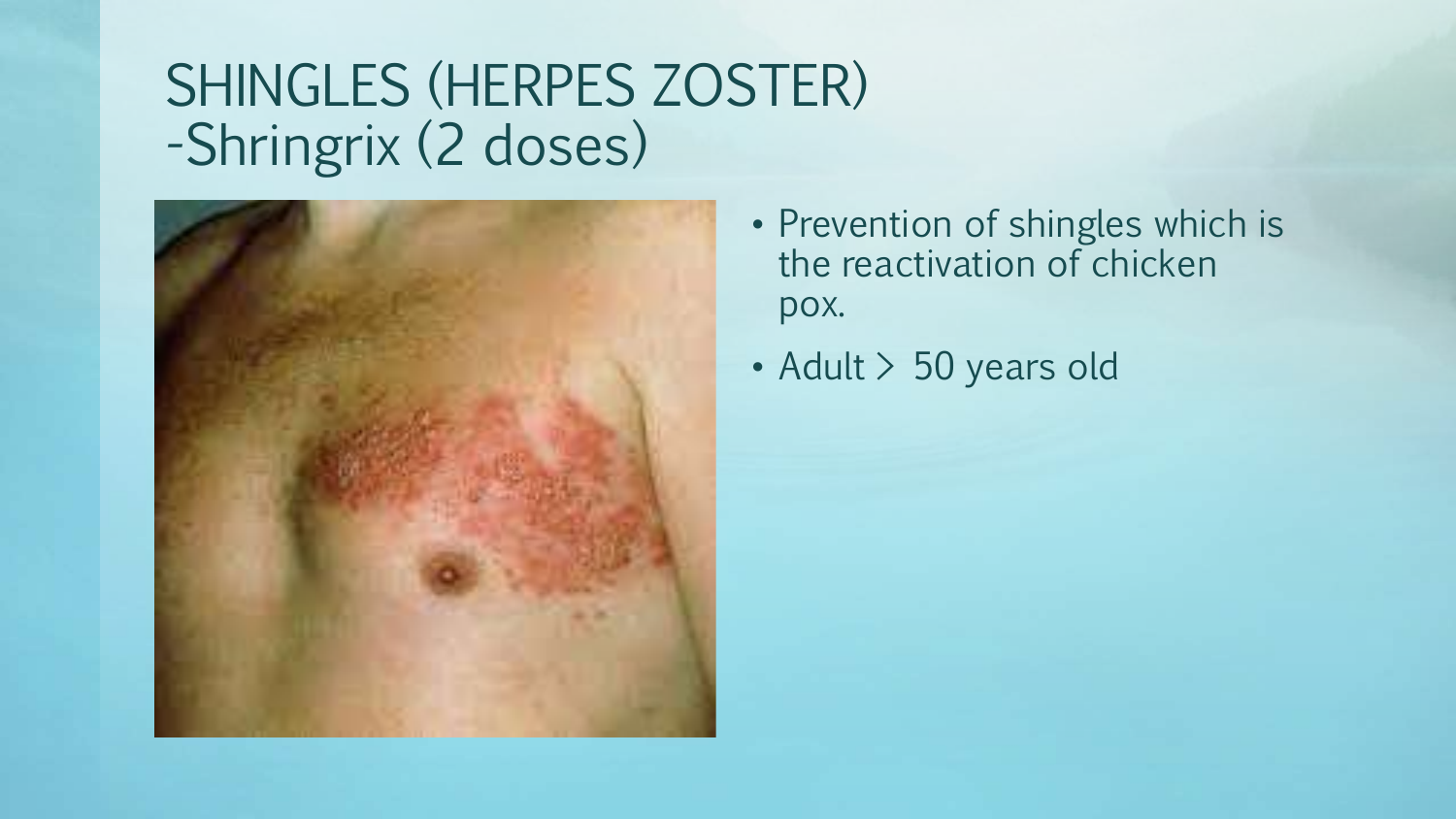# SHINGLES (HERPES ZOSTER) -Shringrix (2 doses)

- Prevention of shingles which is the reactivation of chicken pox.
- Adult > 50 years old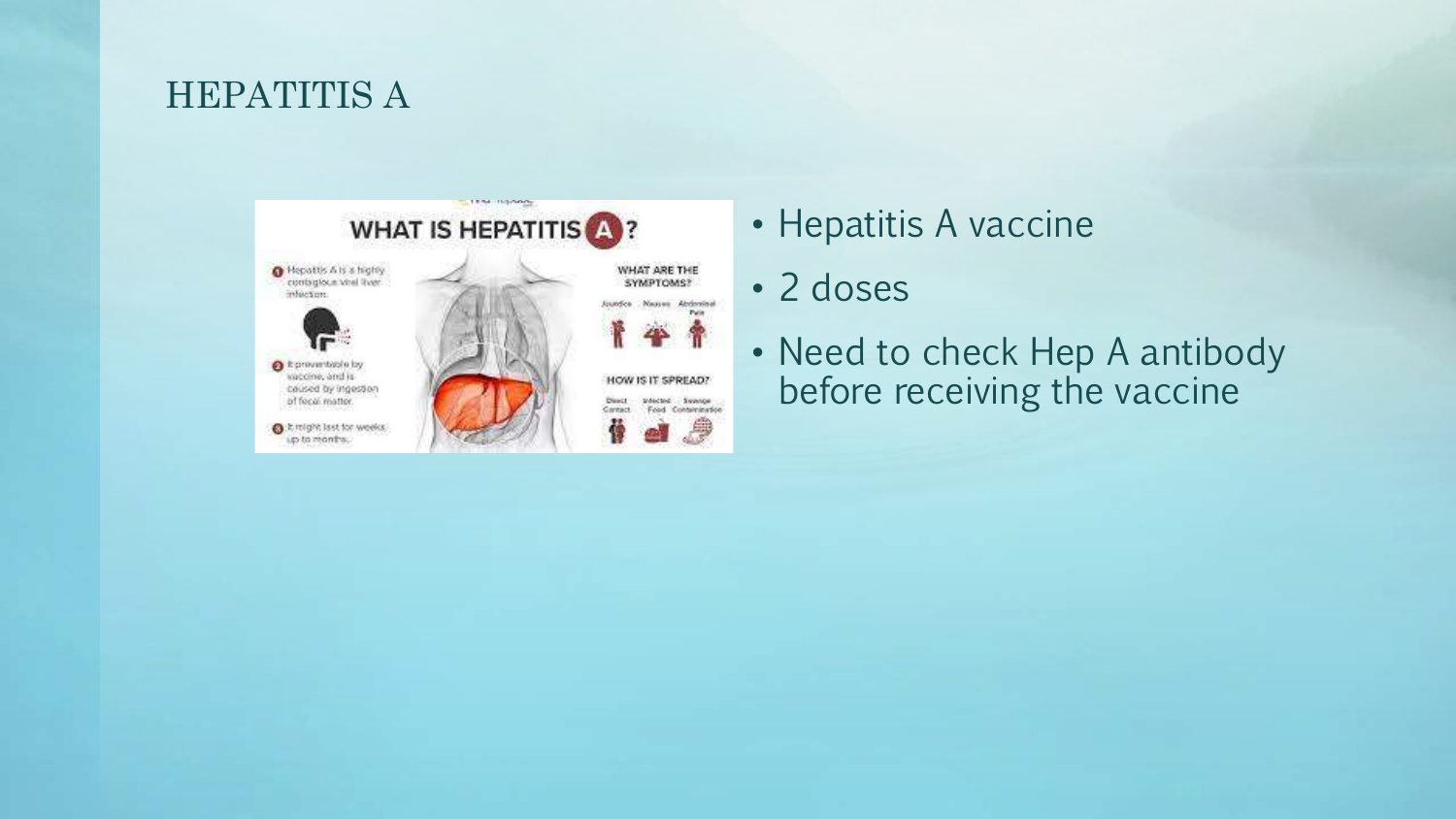# HEPATITIS A

- Hepatitis A vaccine
- 2 doses
- Need to check Hep A antibody before receiving the vaccine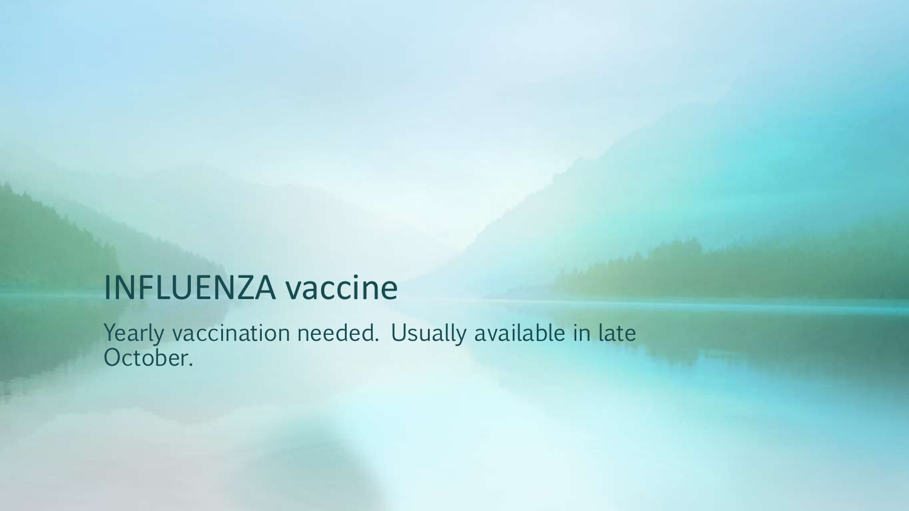# INFLUENZA vaccine

Yearly vaccination needed. Usually available in late October.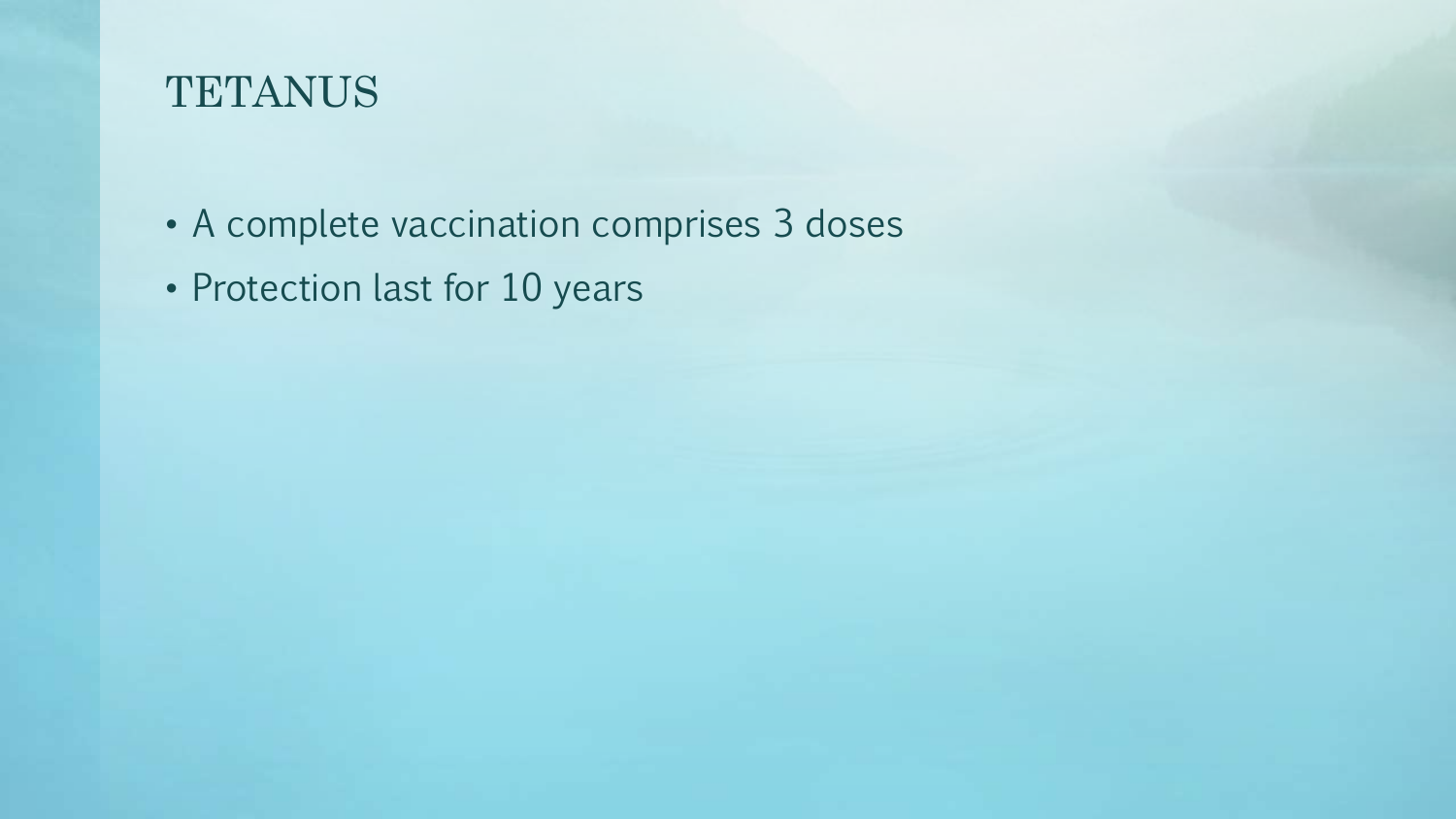# TETANUS

- A complete vaccination comprises 3 doses
- Protection last for 10 years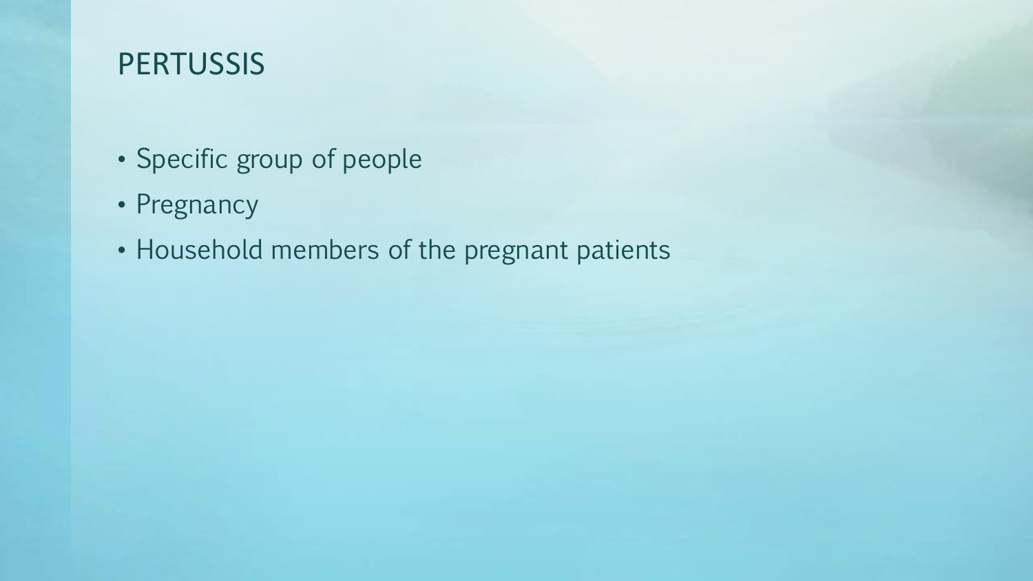# PERTUSSIS

- Specific group of people
- Pregnancy
- Household members of the pregnant patients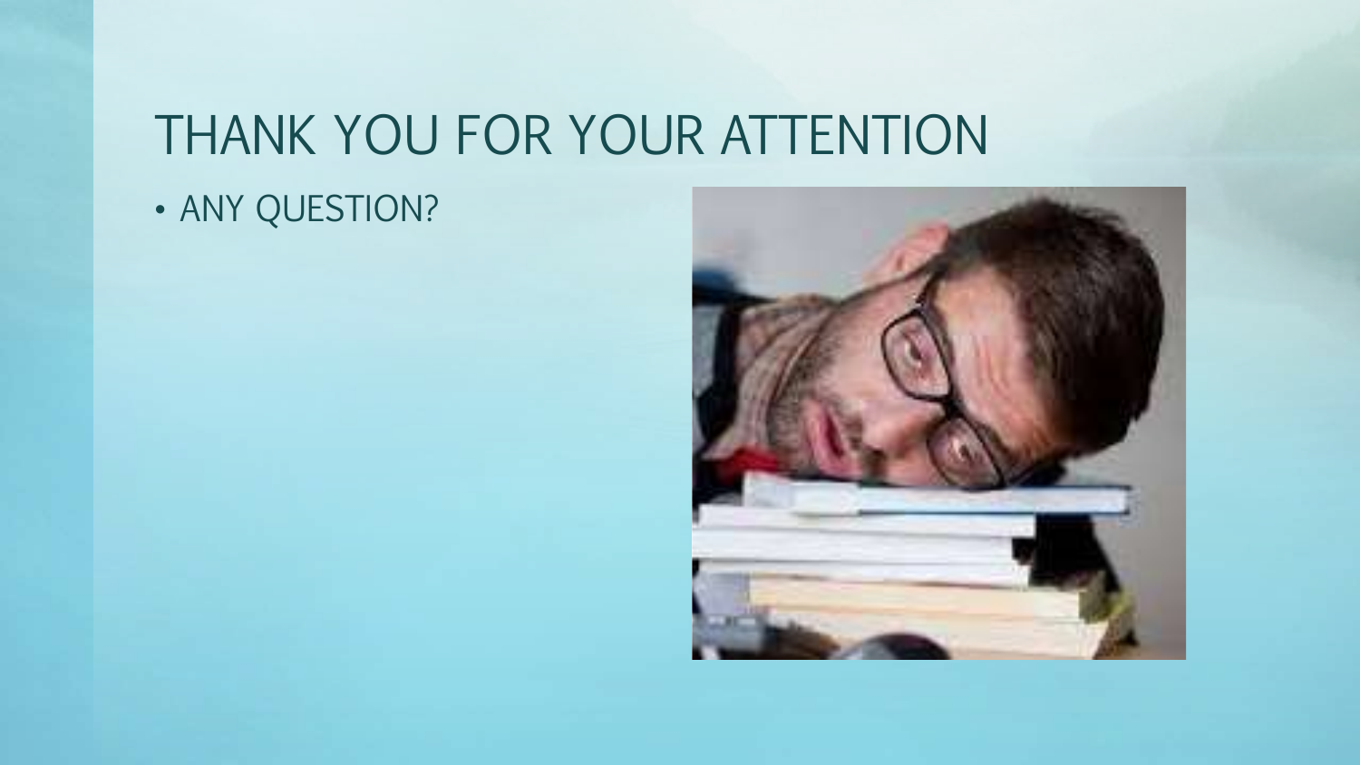# THANK YOU FOR YOUR ATTENTION

- ANY QUESTION?